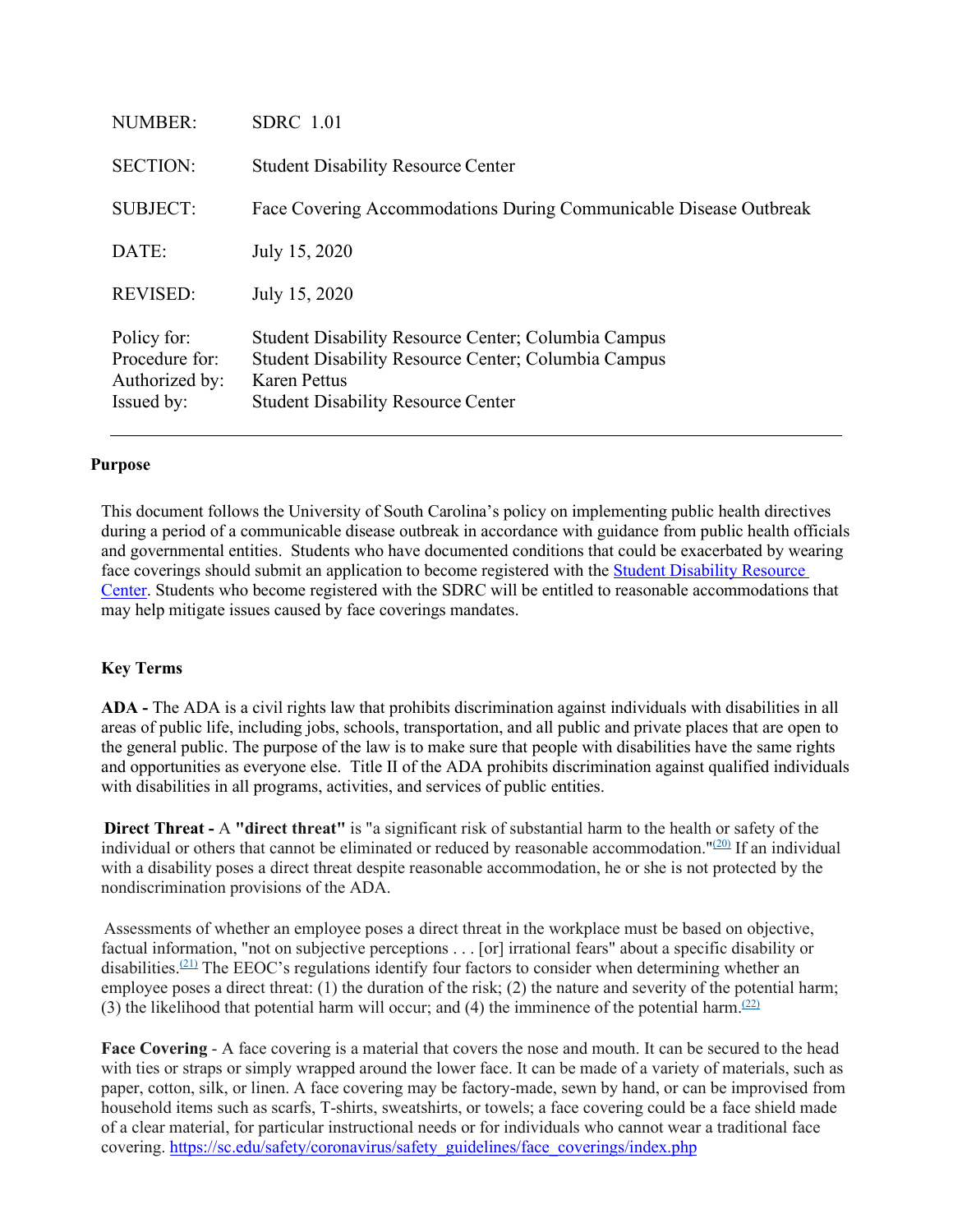| | |
|---|---|
| NUMBER: | SDRC 1.01 |
| SECTION: | Student Disability Resource Center |
| SUBJECT: | Face Covering Accommodations During Communicable Disease Outbreak |
| DATE: | July 15, 2020 |
| REVISED: | July 15, 2020 |
| Policy for: | Student Disability Resource Center; Columbia Campus |
| Procedure for: | Student Disability Resource Center; Columbia Campus |
| Authorized by: | Karen Pettus |
| Issued by: | Student Disability Resource Center |

## Purpose

This document follows the University of South Carolina's policy on implementing public health directives during a period of a communicable disease outbreak in accordance with guidance from public health officials and governmental entities. Students who have documented conditions that could be exacerbated by wearing face coverings should submit an application to become registered with the Student Disability Resource Center. Students who become registered with the SDRC will be entitled to reasonable accommodations that may help mitigate issues caused by face coverings mandates.

## Key Terms

**ADA -** The ADA is a civil rights law that prohibits discrimination against individuals with disabilities in all areas of public life, including jobs, schools, transportation, and all public and private places that are open to the general public. The purpose of the law is to make sure that people with disabilities have the same rights and opportunities as everyone else. Title II of the ADA prohibits discrimination against qualified individuals with disabilities in all programs, activities, and services of public entities.

**Direct Threat -** A **"direct threat"** is "a significant risk of substantial harm to the health or safety of the individual or others that cannot be eliminated or reduced by reasonable accommodation."[20] If an individual with a disability poses a direct threat despite reasonable accommodation, he or she is not protected by the nondiscrimination provisions of the ADA.

Assessments of whether an employee poses a direct threat in the workplace must be based on objective, factual information, "not on subjective perceptions . . . [or] irrational fears" about a specific disability or disabilities.[21] The EEOC's regulations identify four factors to consider when determining whether an employee poses a direct threat: (1) the duration of the risk; (2) the nature and severity of the potential harm; (3) the likelihood that potential harm will occur; and (4) the imminence of the potential harm.[22]

**Face Covering** - A face covering is a material that covers the nose and mouth. It can be secured to the head with ties or straps or simply wrapped around the lower face. It can be made of a variety of materials, such as paper, cotton, silk, or linen. A face covering may be factory-made, sewn by hand, or can be improvised from household items such as scarfs, T-shirts, sweatshirts, or towels; a face covering could be a face shield made of a clear material, for particular instructional needs or for individuals who cannot wear a traditional face covering. https://sc.edu/safety/coronavirus/safety_guidelines/face_coverings/index.php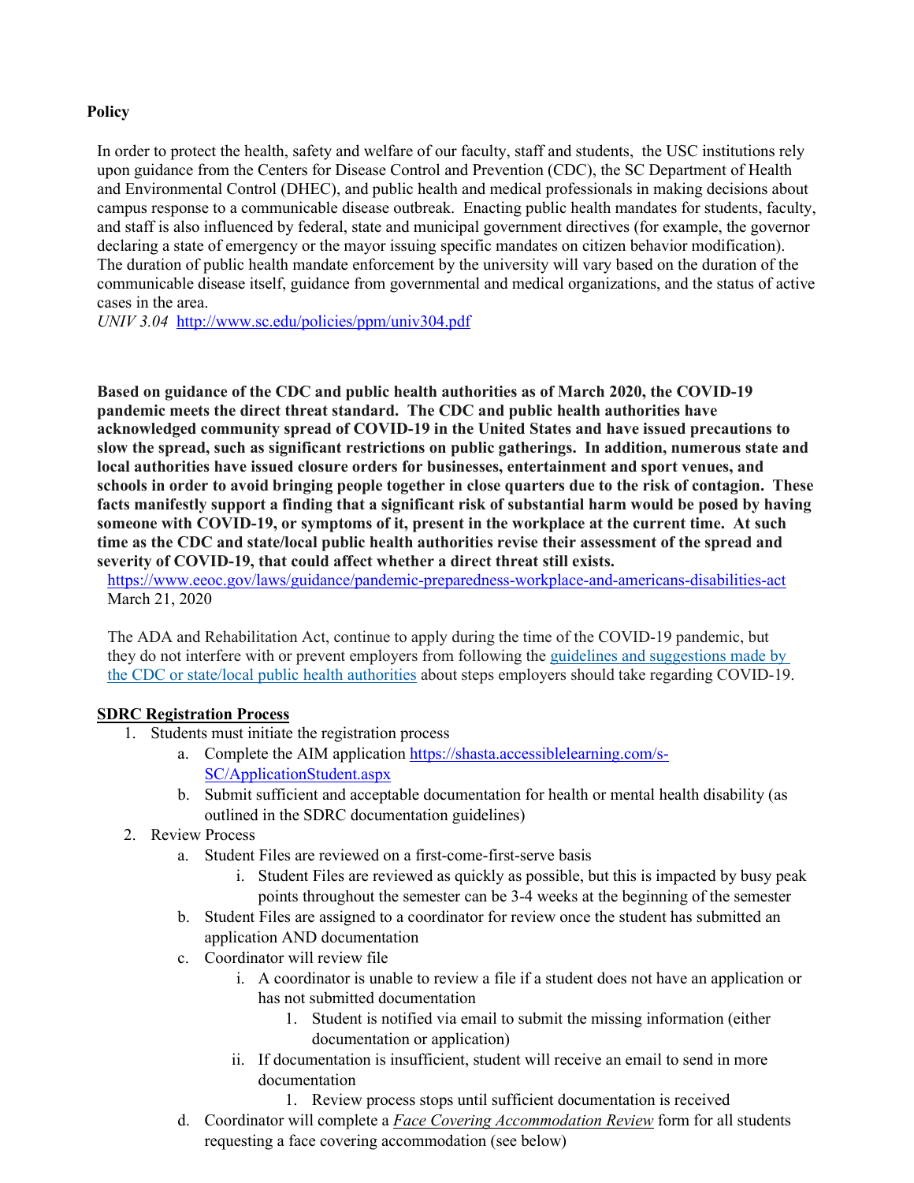**Policy**

In order to protect the health, safety and welfare of our faculty, staff and students, the USC institutions rely upon guidance from the Centers for Disease Control and Prevention (CDC), the SC Department of Health and Environmental Control (DHEC), and public health and medical professionals in making decisions about campus response to a communicable disease outbreak. Enacting public health mandates for students, faculty, and staff is also influenced by federal, state and municipal government directives (for example, the governor declaring a state of emergency or the mayor issuing specific mandates on citizen behavior modification). The duration of public health mandate enforcement by the university will vary based on the duration of the communicable disease itself, guidance from governmental and medical organizations, and the status of active cases in the area.
*UNIV 3.04* [http://www.sc.edu/policies/ppm/univ304.pdf](http://www.sc.edu/policies/ppm/univ304.pdf)

**Based on guidance of the CDC and public health authorities as of March 2020, the COVID-19 pandemic meets the direct threat standard. The CDC and public health authorities have acknowledged community spread of COVID-19 in the United States and have issued precautions to slow the spread, such as significant restrictions on public gatherings. In addition, numerous state and local authorities have issued closure orders for businesses, entertainment and sport venues, and schools in order to avoid bringing people together in close quarters due to the risk of contagion. These facts manifestly support a finding that a significant risk of substantial harm would be posed by having someone with COVID-19, or symptoms of it, present in the workplace at the current time. At such time as the CDC and state/local public health authorities revise their assessment of the spread and severity of COVID-19, that could affect whether a direct threat still exists.**
[https://www.eeoc.gov/laws/guidance/pandemic-preparedness-workplace-and-americans-disabilities-act](https://www.eeoc.gov/laws/guidance/pandemic-preparedness-workplace-and-americans-disabilities-act)
March 21, 2020

The ADA and Rehabilitation Act, continue to apply during the time of the COVID-19 pandemic, but they do not interfere with or prevent employers from following the guidelines and suggestions made by the CDC or state/local public health authorities about steps employers should take regarding COVID-19.

**SDRC Registration Process**

1. Students must initiate the registration process
   a. Complete the AIM application [https://shasta.accessiblelearning.com/s-SC/ApplicationStudent.aspx](https://shasta.accessiblelearning.com/s-SC/ApplicationStudent.aspx)
   b. Submit sufficient and acceptable documentation for health or mental health disability (as outlined in the SDRC documentation guidelines)
2. Review Process
   a. Student Files are reviewed on a first-come-first-serve basis
      i. Student Files are reviewed as quickly as possible, but this is impacted by busy peak points throughout the semester can be 3-4 weeks at the beginning of the semester
   b. Student Files are assigned to a coordinator for review once the student has submitted an application AND documentation
   c. Coordinator will review file
      i. A coordinator is unable to review a file if a student does not have an application or has not submitted documentation
         1. Student is notified via email to submit the missing information (either documentation or application)
      ii. If documentation is insufficient, student will receive an email to send in more documentation
         1. Review process stops until sufficient documentation is received
   d. Coordinator will complete a *Face Covering Accommodation Review* form for all students requesting a face covering accommodation (see below)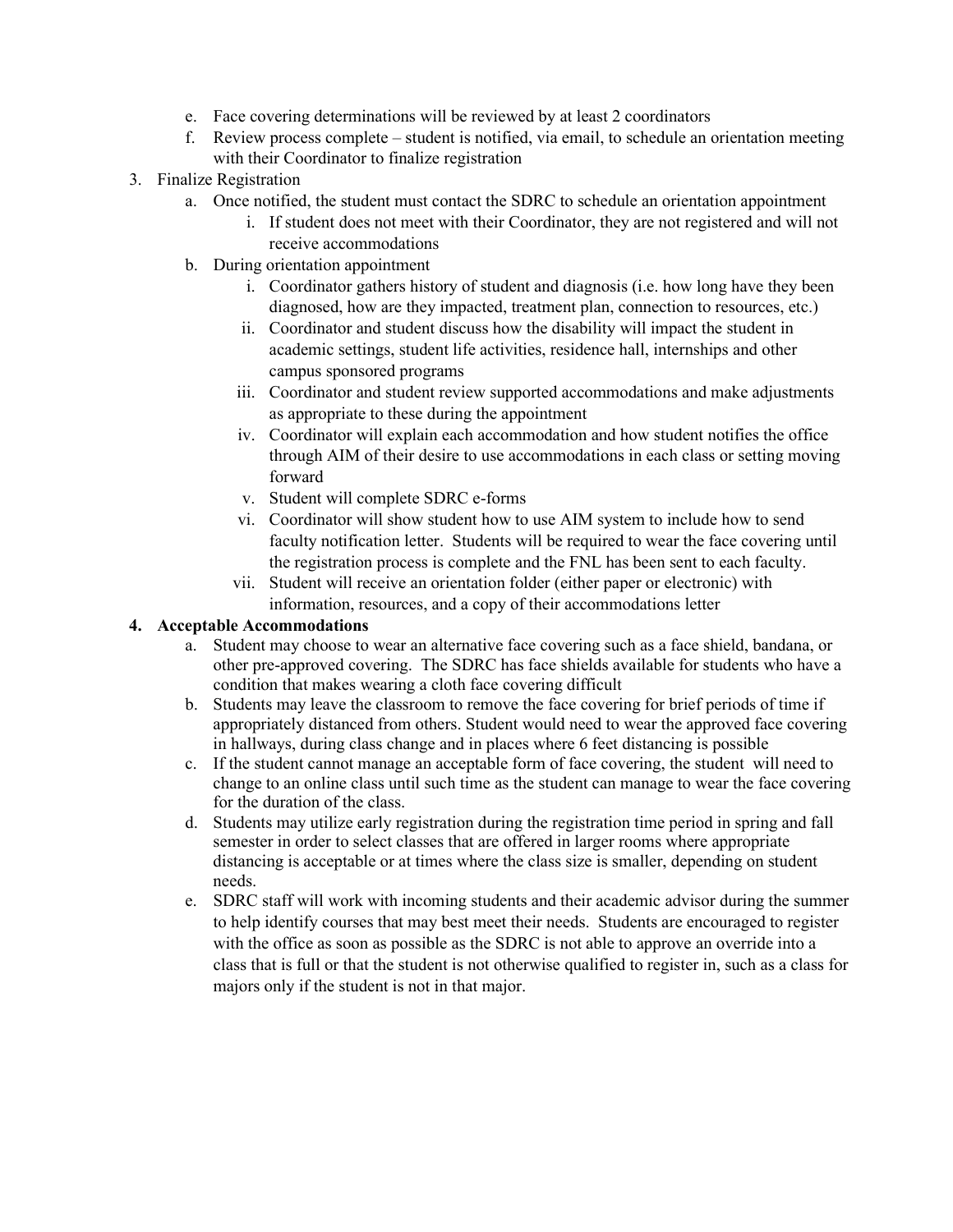e. Face covering determinations will be reviewed by at least 2 coordinators
f. Review process complete – student is notified, via email, to schedule an orientation meeting with their Coordinator to finalize registration

3. Finalize Registration
   a. Once notified, the student must contact the SDRC to schedule an orientation appointment
      i. If student does not meet with their Coordinator, they are not registered and will not receive accommodations
   b. During orientation appointment
      i. Coordinator gathers history of student and diagnosis (i.e. how long have they been diagnosed, how are they impacted, treatment plan, connection to resources, etc.)
      ii. Coordinator and student discuss how the disability will impact the student in academic settings, student life activities, residence hall, internships and other campus sponsored programs
      iii. Coordinator and student review supported accommodations and make adjustments as appropriate to these during the appointment
      iv. Coordinator will explain each accommodation and how student notifies the office through AIM of their desire to use accommodations in each class or setting moving forward
      v. Student will complete SDRC e-forms
      vi. Coordinator will show student how to use AIM system to include how to send faculty notification letter. Students will be required to wear the face covering until the registration process is complete and the FNL has been sent to each faculty.
      vii. Student will receive an orientation folder (either paper or electronic) with information, resources, and a copy of their accommodations letter

4. **Acceptable Accommodations**
   a. Student may choose to wear an alternative face covering such as a face shield, bandana, or other pre-approved covering. The SDRC has face shields available for students who have a condition that makes wearing a cloth face covering difficult
   b. Students may leave the classroom to remove the face covering for brief periods of time if appropriately distanced from others. Student would need to wear the approved face covering in hallways, during class change and in places where 6 feet distancing is possible
   c. If the student cannot manage an acceptable form of face covering, the student will need to change to an online class until such time as the student can manage to wear the face covering for the duration of the class.
   d. Students may utilize early registration during the registration time period in spring and fall semester in order to select classes that are offered in larger rooms where appropriate distancing is acceptable or at times where the class size is smaller, depending on student needs.
   e. SDRC staff will work with incoming students and their academic advisor during the summer to help identify courses that may best meet their needs. Students are encouraged to register with the office as soon as possible as the SDRC is not able to approve an override into a class that is full or that the student is not otherwise qualified to register in, such as a class for majors only if the student is not in that major.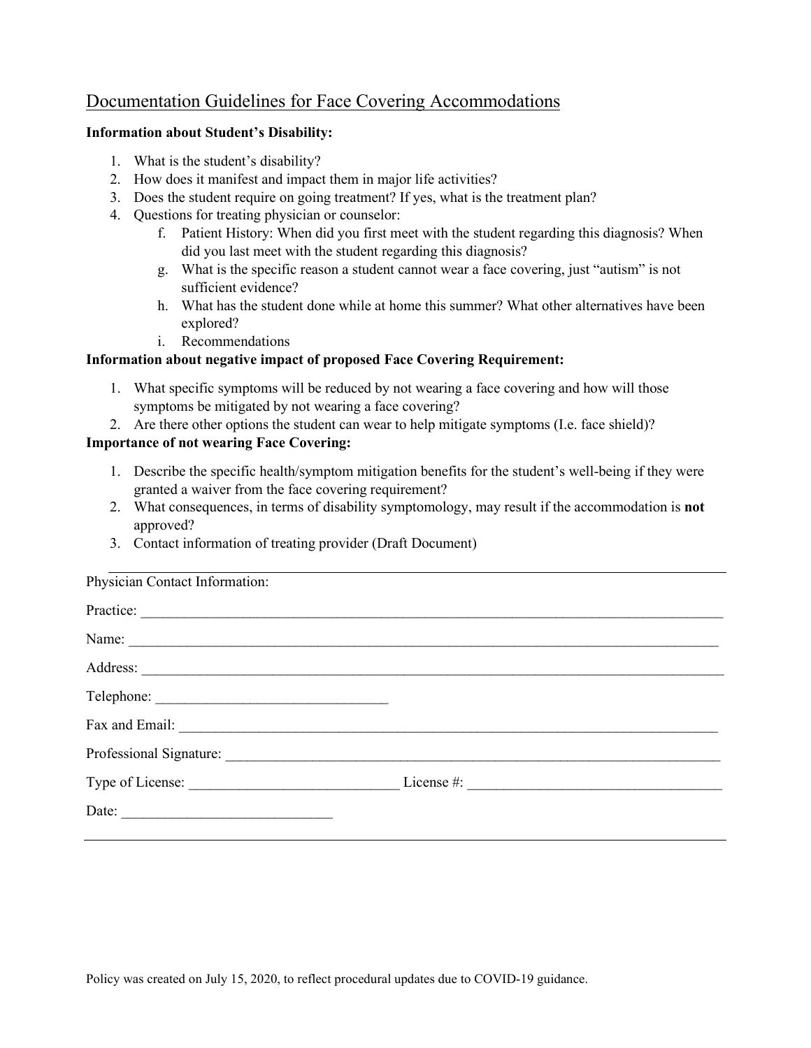## Documentation Guidelines for Face Covering Accommodations

**Information about Student's Disability:**

1. What is the student's disability?
2. How does it manifest and impact them in major life activities?
3. Does the student require on going treatment? If yes, what is the treatment plan?
4. Questions for treating physician or counselor:
   f. Patient History: When did you first meet with the student regarding this diagnosis? When did you last meet with the student regarding this diagnosis?
   g. What is the specific reason a student cannot wear a face covering, just "autism" is not sufficient evidence?
   h. What has the student done while at home this summer? What other alternatives have been explored?
   i. Recommendations

**Information about negative impact of proposed Face Covering Requirement:**

1. What specific symptoms will be reduced by not wearing a face covering and how will those symptoms be mitigated by not wearing a face covering?
2. Are there other options the student can wear to help mitigate symptoms (I.e. face shield)?

**Importance of not wearing Face Covering:**

1. Describe the specific health/symptom mitigation benefits for the student's well-being if they were granted a waiver from the face covering requirement?
2. What consequences, in terms of disability symptomology, may result if the accommodation is **not** approved?
3. Contact information of treating provider (Draft Document)

---

Physician Contact Information:

Practice: ________________________________________________

Name: ________________________________________________

Address: ________________________________________________

Telephone: ________________________________

Fax and Email: ________________________________________________

Professional Signature: ________________________________________________

Type of License: ____________________________ License #: ________________________________

Date: ____________________________

---

Policy was created on July 15, 2020, to reflect procedural updates due to COVID-19 guidance.